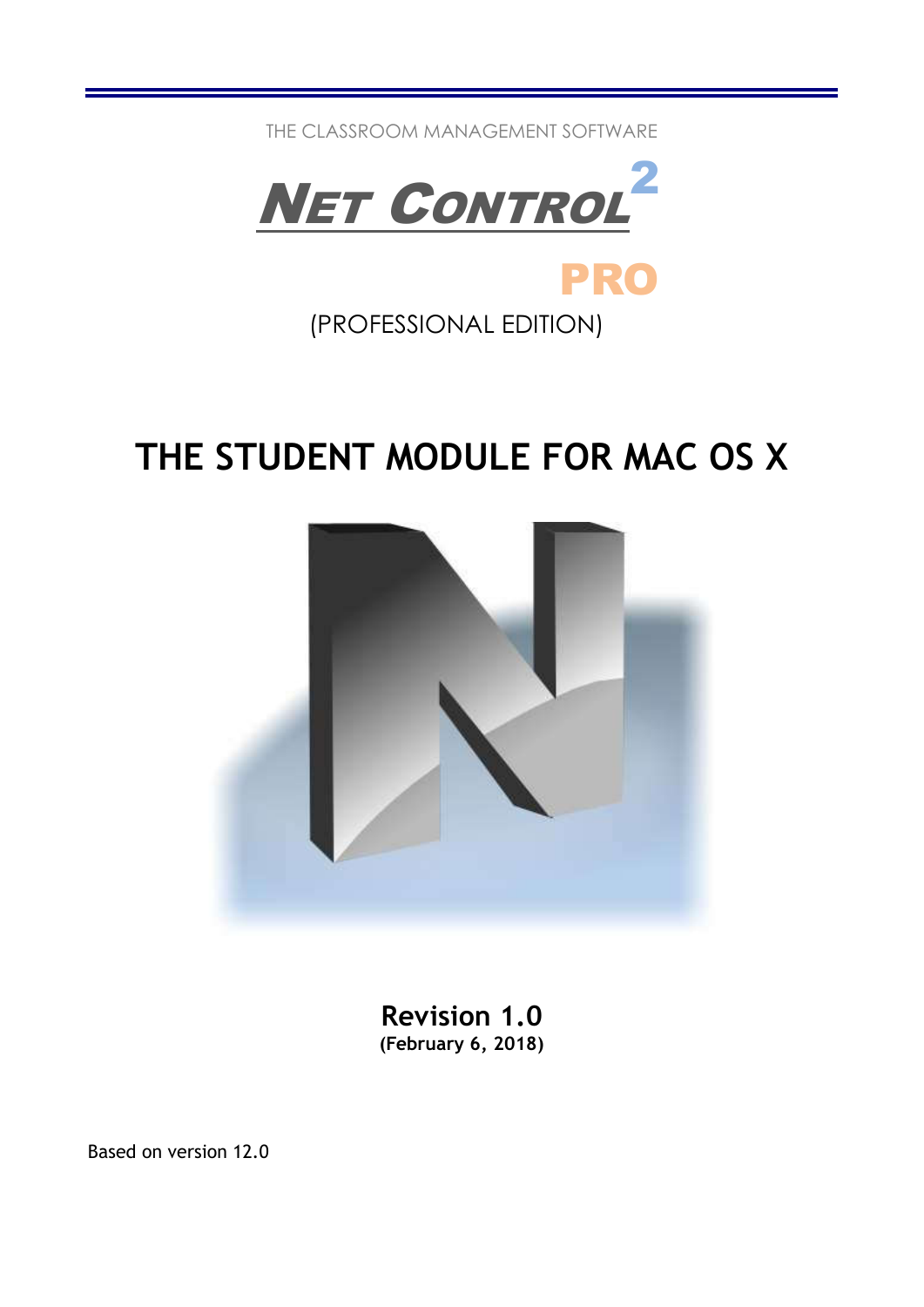THE CLASSROOM MANAGEMENT SOFTWARE

# NET CONTROL 2

**PRO**

(PROFESSIONAL EDITION)

# THE STUDENT MODULE FOR MAC OS X

**Revision 1.0**

**(February 6, 2018)**

Based on version 12.0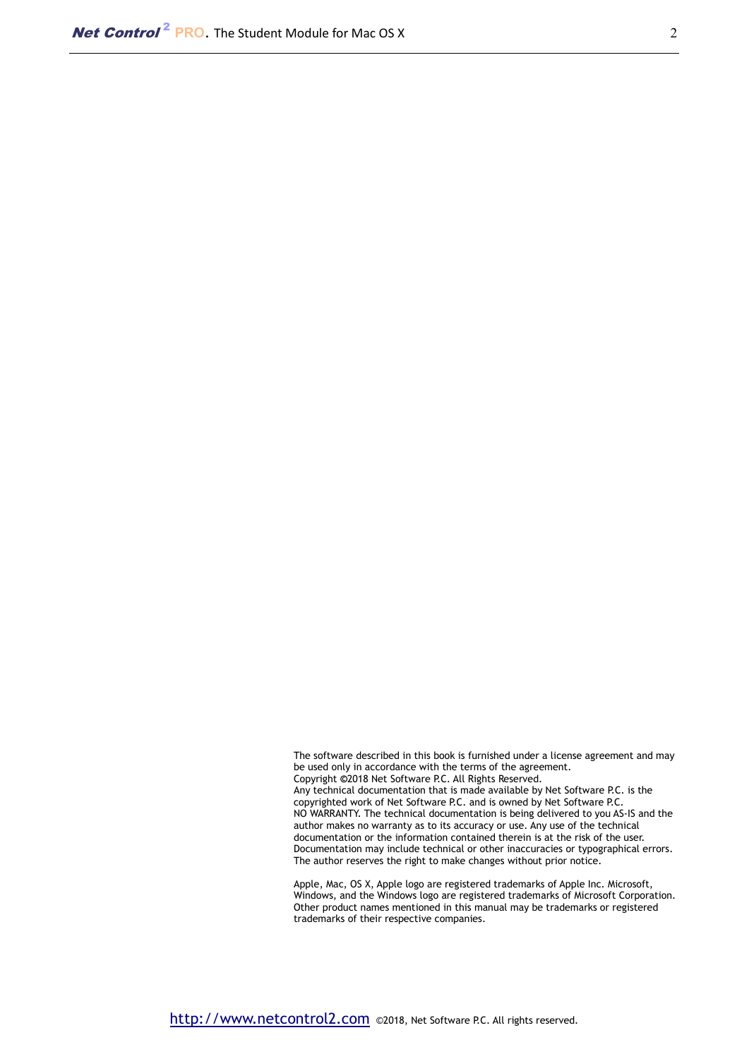The software described in this book is furnished under a license agreement and may be used only in accordance with the terms of the agreement.
Copyright ©2018 Net Software P.C. All Rights Reserved.
Any technical documentation that is made available by Net Software P.C. is the copyrighted work of Net Software P.C. and is owned by Net Software P.C.
NO WARRANTY. The technical documentation is being delivered to you AS-IS and the author makes no warranty as to its accuracy or use. Any use of the technical documentation or the information contained therein is at the risk of the user. Documentation may include technical or other inaccuracies or typographical errors. The author reserves the right to make changes without prior notice.

Apple, Mac, OS X, Apple logo are registered trademarks of Apple Inc. Microsoft, Windows, and the Windows logo are registered trademarks of Microsoft Corporation. Other product names mentioned in this manual may be trademarks or registered trademarks of their respective companies.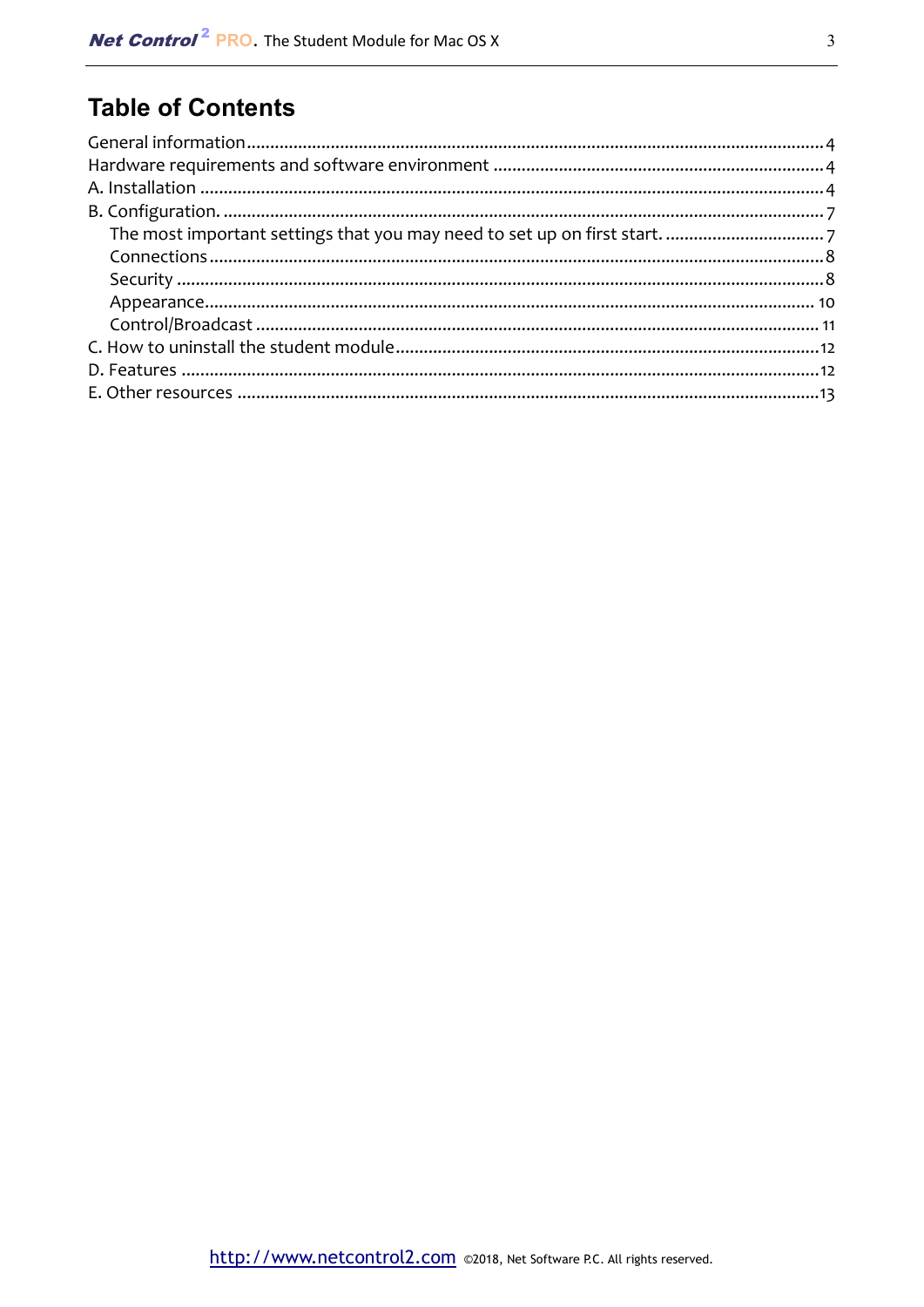# Table of Contents

General information .......... 4
Hardware requirements and software environment .......... 4
A. Installation .......... 4
B. Configuration. .......... 7
    The most important settings that you may need to set up on first start. .......... 7
    Connections .......... 8
    Security .......... 8
    Appearance .......... 10
    Control/Broadcast .......... 11
C. How to uninstall the student module .......... 12
D. Features .......... 12
E. Other resources .......... 13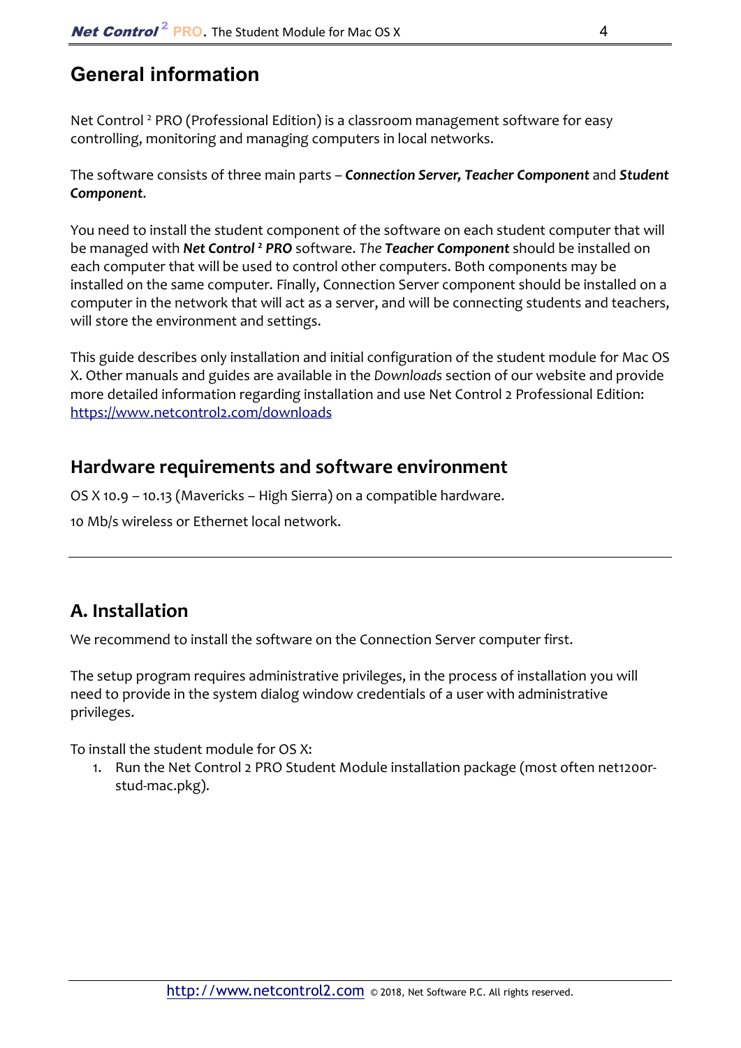# General information

Net Control ² PRO (Professional Edition) is a classroom management software for easy controlling, monitoring and managing computers in local networks.

The software consists of three main parts – ***Connection Server, Teacher Component*** and ***Student Component***.

You need to install the student component of the software on each student computer that will be managed with ***Net Control ² PRO*** software. *The **Teacher Component*** should be installed on each computer that will be used to control other computers. Both components may be installed on the same computer. Finally, Connection Server component should be installed on a computer in the network that will act as a server, and will be connecting students and teachers, will store the environment and settings.

This guide describes only installation and initial configuration of the student module for Mac OS X. Other manuals and guides are available in the *Downloads* section of our website and provide more detailed information regarding installation and use Net Control 2 Professional Edition: https://www.netcontrol2.com/downloads

## Hardware requirements and software environment

OS X 10.9 – 10.13 (Mavericks – High Sierra) on a compatible hardware.

10 Mb/s wireless or Ethernet local network.

---

# A. Installation

We recommend to install the software on the Connection Server computer first.

The setup program requires administrative privileges, in the process of installation you will need to provide in the system dialog window credentials of a user with administrative privileges.

To install the student module for OS X:

1. Run the Net Control 2 PRO Student Module installation package (most often net1200r-stud-mac.pkg).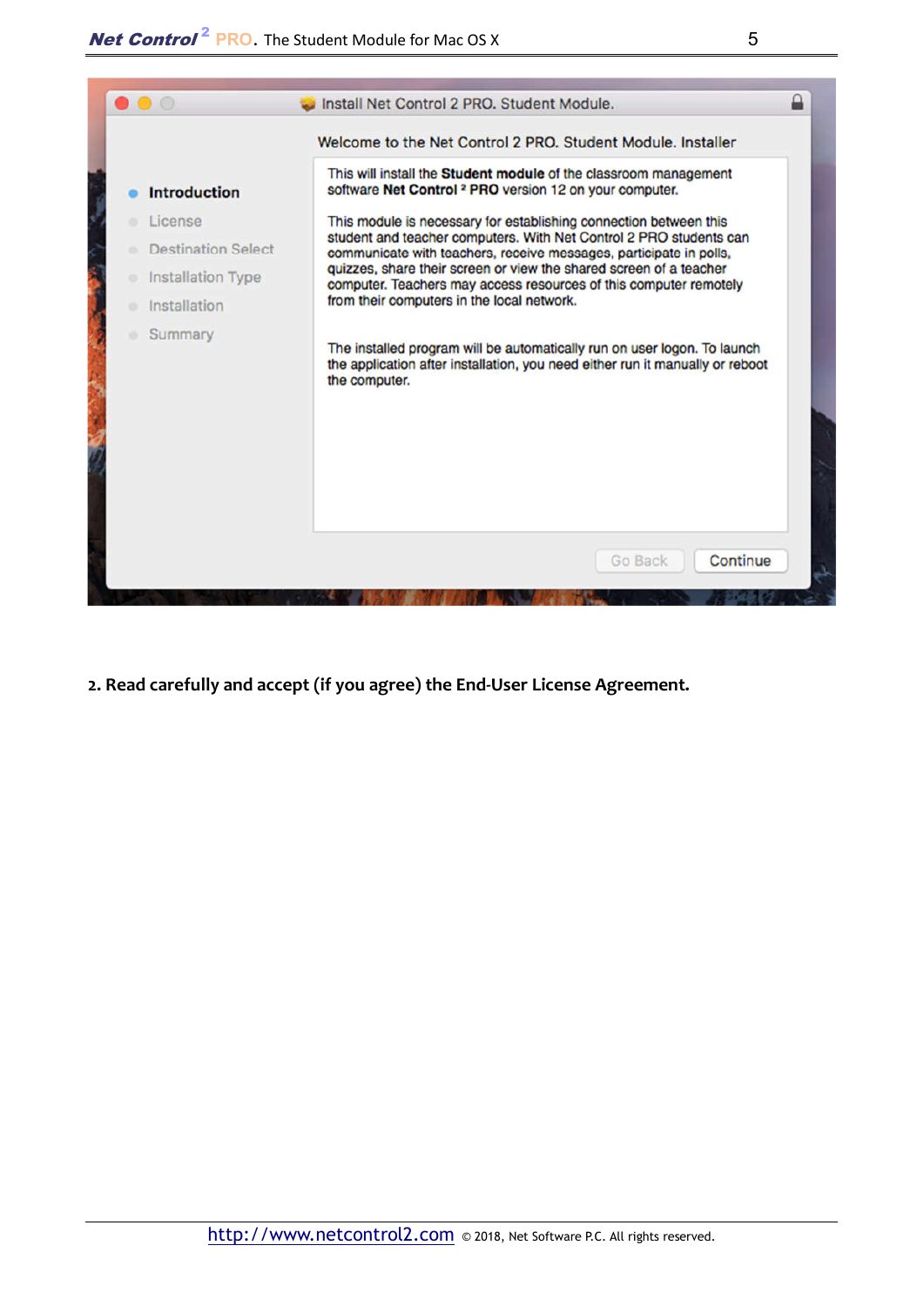2. Read carefully and accept (if you agree) the End-User License Agreement.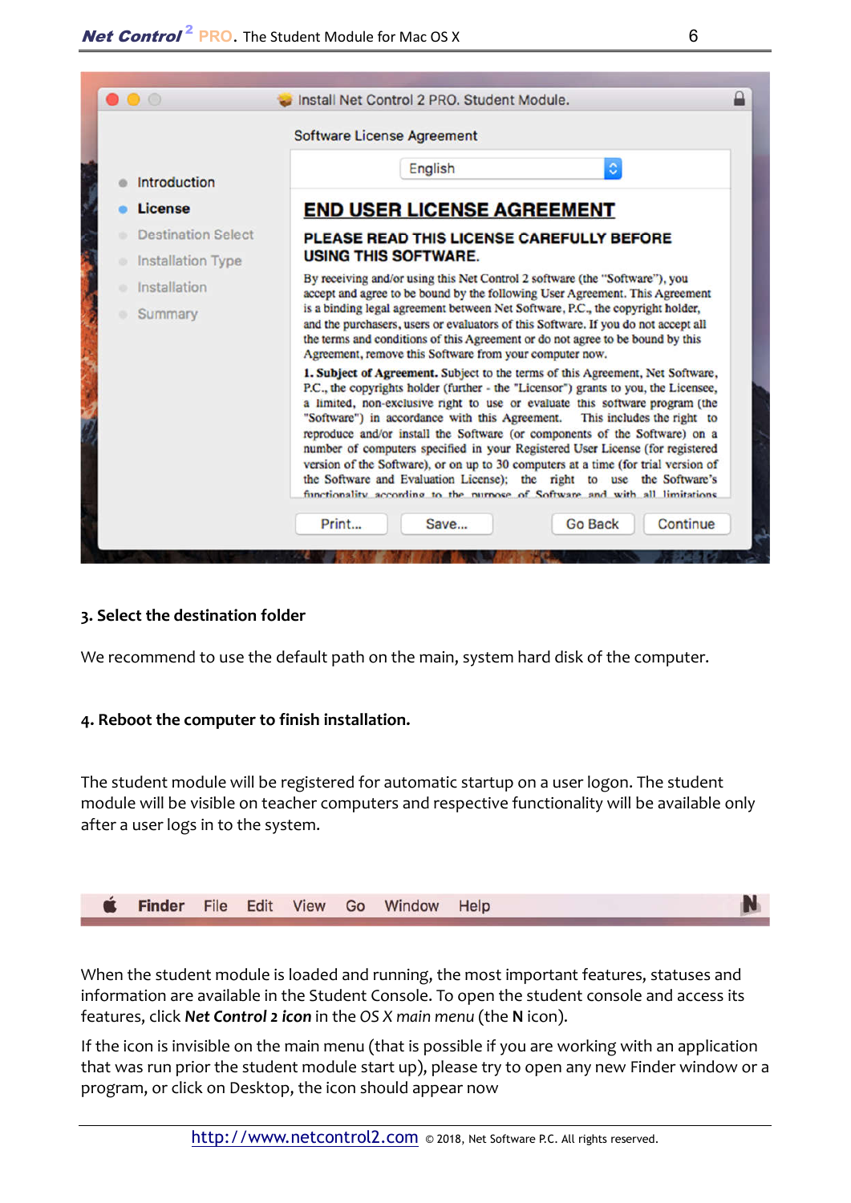### 3. Select the destination folder

We recommend to use the default path on the main, system hard disk of the computer.

### 4. Reboot the computer to finish installation.

The student module will be registered for automatic startup on a user logon. The student module will be visible on teacher computers and respective functionality will be available only after a user logs in to the system.

When the student module is loaded and running, the most important features, statuses and information are available in the Student Console. To open the student console and access its features, click ***Net Control 2 icon*** in the *OS X main menu* (the **N** icon).

If the icon is invisible on the main menu (that is possible if you are working with an application that was run prior the student module start up), please try to open any new Finder window or a program, or click on Desktop, the icon should appear now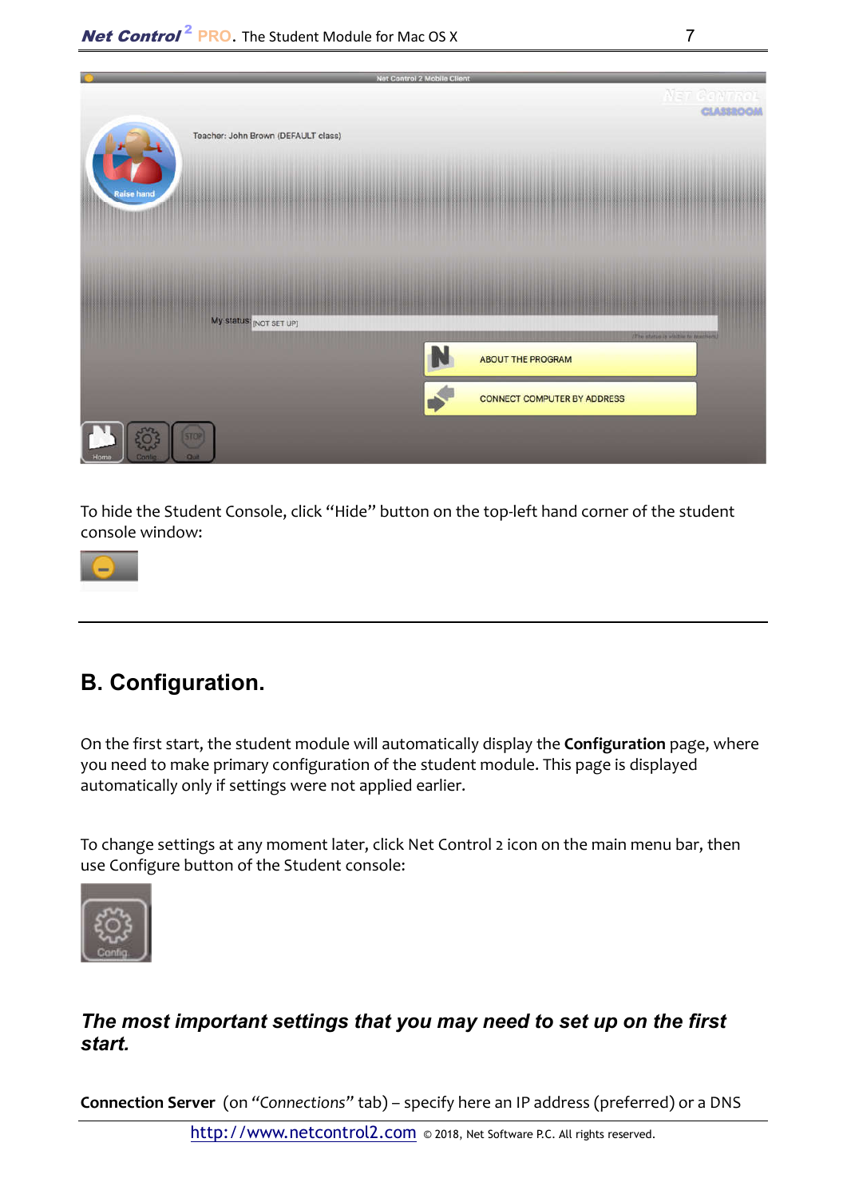To hide the Student Console, click “Hide” button on the top-left hand corner of the student console window:

---

## B. Configuration.

On the first start, the student module will automatically display the **Configuration** page, where you need to make primary configuration of the student module. This page is displayed automatically only if settings were not applied earlier.

To change settings at any moment later, click Net Control 2 icon on the main menu bar, then use Configure button of the Student console:

### *The most important settings that you may need to set up on the first start.*

**Connection Server** (on “*Connections*” tab) – specify here an IP address (preferred) or a DNS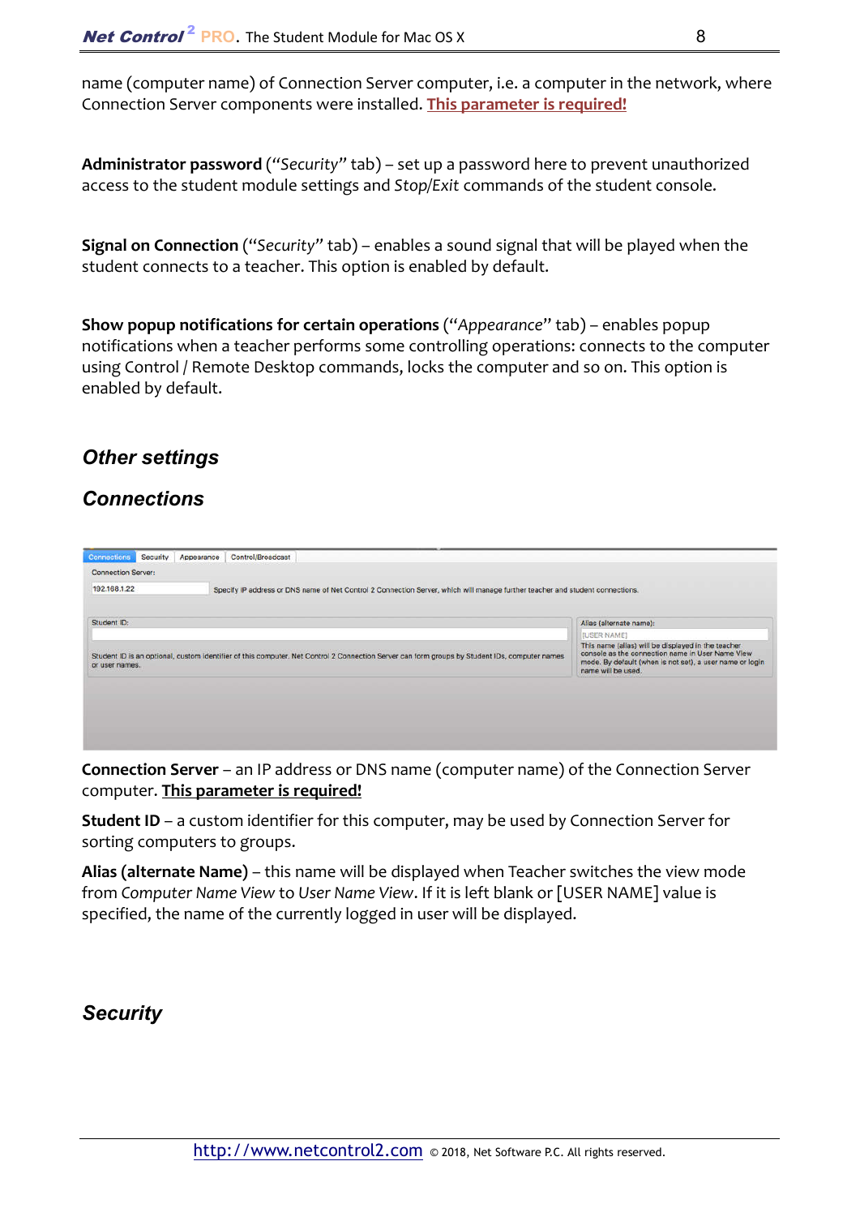name (computer name) of Connection Server computer, i.e. a computer in the network, where Connection Server components were installed. **This parameter is required!**

**Administrator password** (*"Security"* tab) – set up a password here to prevent unauthorized access to the student module settings and *Stop/Exit* commands of the student console.

**Signal on Connection** (*"Security"* tab) – enables a sound signal that will be played when the student connects to a teacher. This option is enabled by default.

**Show popup notifications for certain operations** (*"Appearance"* tab) – enables popup notifications when a teacher performs some controlling operations: connects to the computer using Control / Remote Desktop commands, locks the computer and so on. This option is enabled by default.

## *Other settings*

## *Connections*

**Connection Server** – an IP address or DNS name (computer name) of the Connection Server computer. **This parameter is required!**

**Student ID** – a custom identifier for this computer, may be used by Connection Server for sorting computers to groups.

**Alias (alternate Name)** – this name will be displayed when Teacher switches the view mode from *Computer Name View* to *User Name View*. If it is left blank or [USER NAME] value is specified, the name of the currently logged in user will be displayed.

## *Security*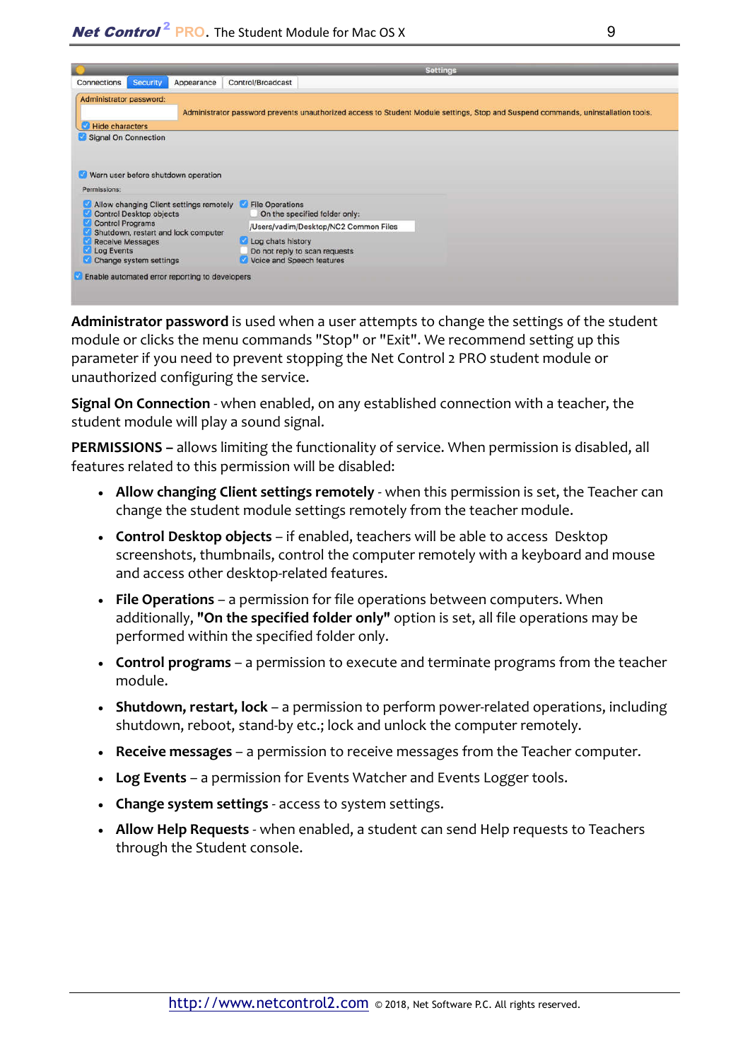**Administrator password** is used when a user attempts to change the settings of the student module or clicks the menu commands "Stop" or "Exit". We recommend setting up this parameter if you need to prevent stopping the Net Control 2 PRO student module or unauthorized configuring the service.

**Signal On Connection** - when enabled, on any established connection with a teacher, the student module will play a sound signal.

**PERMISSIONS –** allows limiting the functionality of service. When permission is disabled, all features related to this permission will be disabled:

- **Allow changing Client settings remotely** - when this permission is set, the Teacher can change the student module settings remotely from the teacher module.
- **Control Desktop objects** – if enabled, teachers will be able to access Desktop screenshots, thumbnails, control the computer remotely with a keyboard and mouse and access other desktop-related features.
- **File Operations** – a permission for file operations between computers. When additionally, **"On the specified folder only"** option is set, all file operations may be performed within the specified folder only.
- **Control programs** – a permission to execute and terminate programs from the teacher module.
- **Shutdown, restart, lock** – a permission to perform power-related operations, including shutdown, reboot, stand-by etc.; lock and unlock the computer remotely.
- **Receive messages** – a permission to receive messages from the Teacher computer.
- **Log Events** – a permission for Events Watcher and Events Logger tools.
- **Change system settings** - access to system settings.
- **Allow Help Requests** - when enabled, a student can send Help requests to Teachers through the Student console.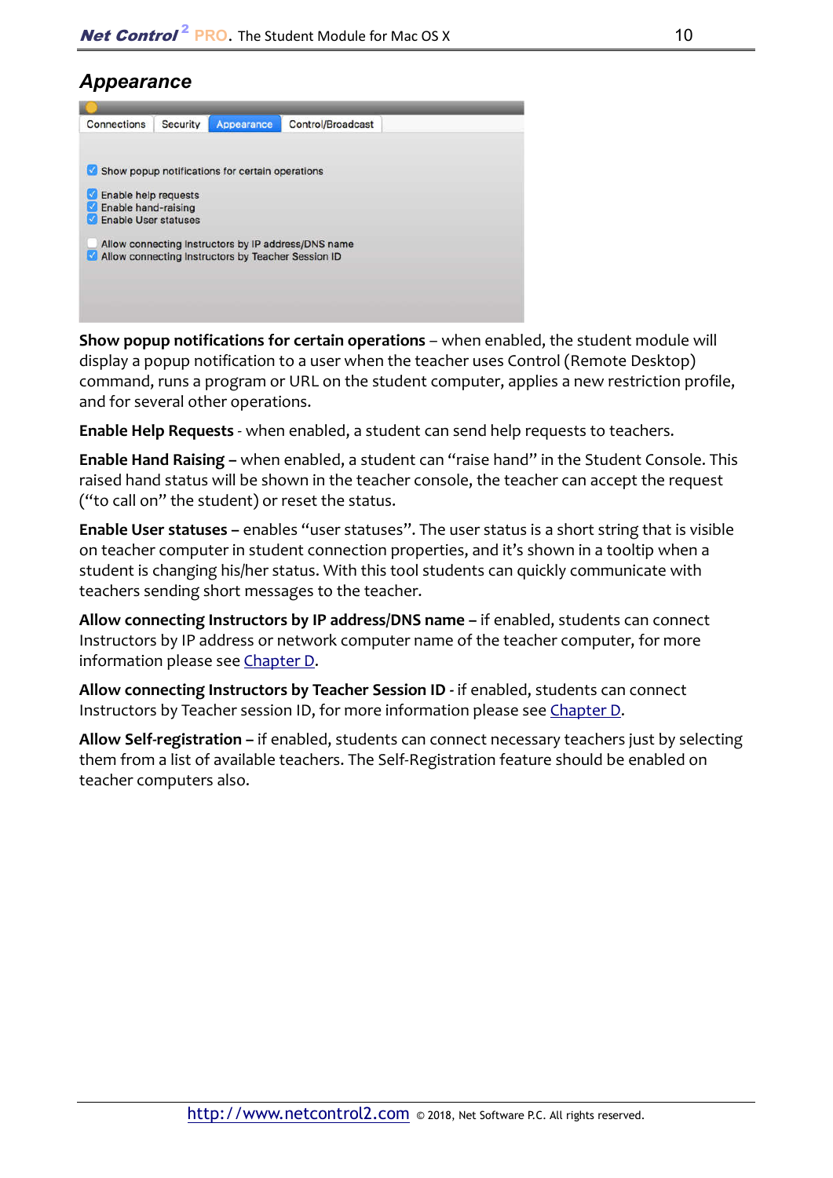## Appearance

**Show popup notifications for certain operations** – when enabled, the student module will display a popup notification to a user when the teacher uses Control (Remote Desktop) command, runs a program or URL on the student computer, applies a new restriction profile, and for several other operations.

**Enable Help Requests** - when enabled, a student can send help requests to teachers.

**Enable Hand Raising –** when enabled, a student can “raise hand” in the Student Console. This raised hand status will be shown in the teacher console, the teacher can accept the request (“to call on” the student) or reset the status.

**Enable User statuses –** enables “user statuses”. The user status is a short string that is visible on teacher computer in student connection properties, and it’s shown in a tooltip when a student is changing his/her status. With this tool students can quickly communicate with teachers sending short messages to the teacher.

**Allow connecting Instructors by IP address/DNS name –** if enabled, students can connect Instructors by IP address or network computer name of the teacher computer, for more information please see Chapter D.

**Allow connecting Instructors by Teacher Session ID** - if enabled, students can connect Instructors by Teacher session ID, for more information please see Chapter D.

**Allow Self-registration –** if enabled, students can connect necessary teachers just by selecting them from a list of available teachers. The Self-Registration feature should be enabled on teacher computers also.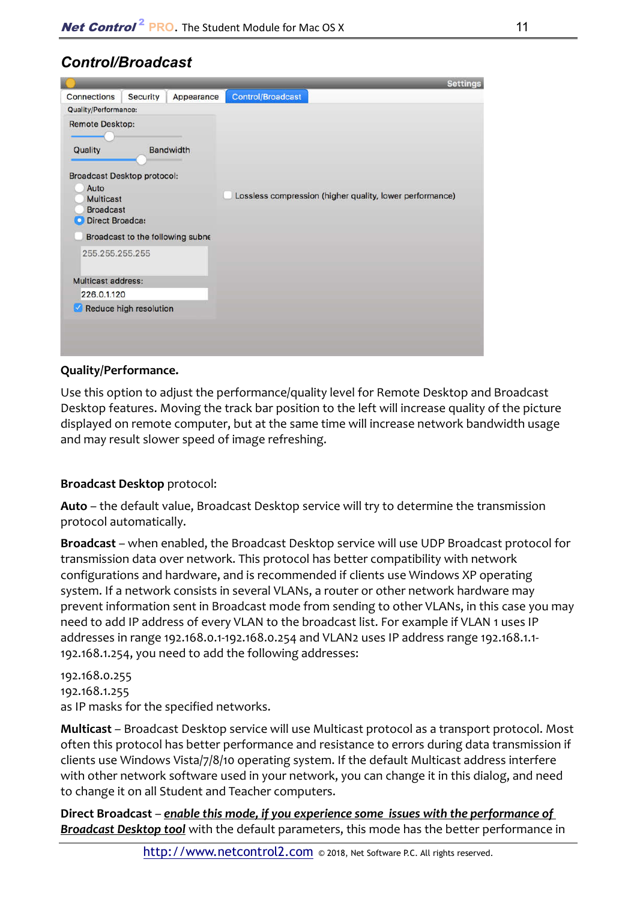## Control/Broadcast

**Quality/Performance.**

Use this option to adjust the performance/quality level for Remote Desktop and Broadcast Desktop features. Moving the track bar position to the left will increase quality of the picture displayed on remote computer, but at the same time will increase network bandwidth usage and may result slower speed of image refreshing.

**Broadcast Desktop** protocol:

**Auto** – the default value, Broadcast Desktop service will try to determine the transmission protocol automatically.

**Broadcast** – when enabled, the Broadcast Desktop service will use UDP Broadcast protocol for transmission data over network. This protocol has better compatibility with network configurations and hardware, and is recommended if clients use Windows XP operating system. If a network consists in several VLANs, a router or other network hardware may prevent information sent in Broadcast mode from sending to other VLANs, in this case you may need to add IP address of every VLAN to the broadcast list. For example if VLAN 1 uses IP addresses in range 192.168.0.1-192.168.0.254 and VLAN2 uses IP address range 192.168.1.1-192.168.1.254, you need to add the following addresses:

192.168.0.255
192.168.1.255
as IP masks for the specified networks.

**Multicast** – Broadcast Desktop service will use Multicast protocol as a transport protocol. Most often this protocol has better performance and resistance to errors during data transmission if clients use Windows Vista/7/8/10 operating system. If the default Multicast address interfere with other network software used in your network, you can change it in this dialog, and need to change it on all Student and Teacher computers.

**Direct Broadcast** – ***enable this mode, if you experience some issues with the performance of Broadcast Desktop tool*** with the default parameters, this mode has the better performance in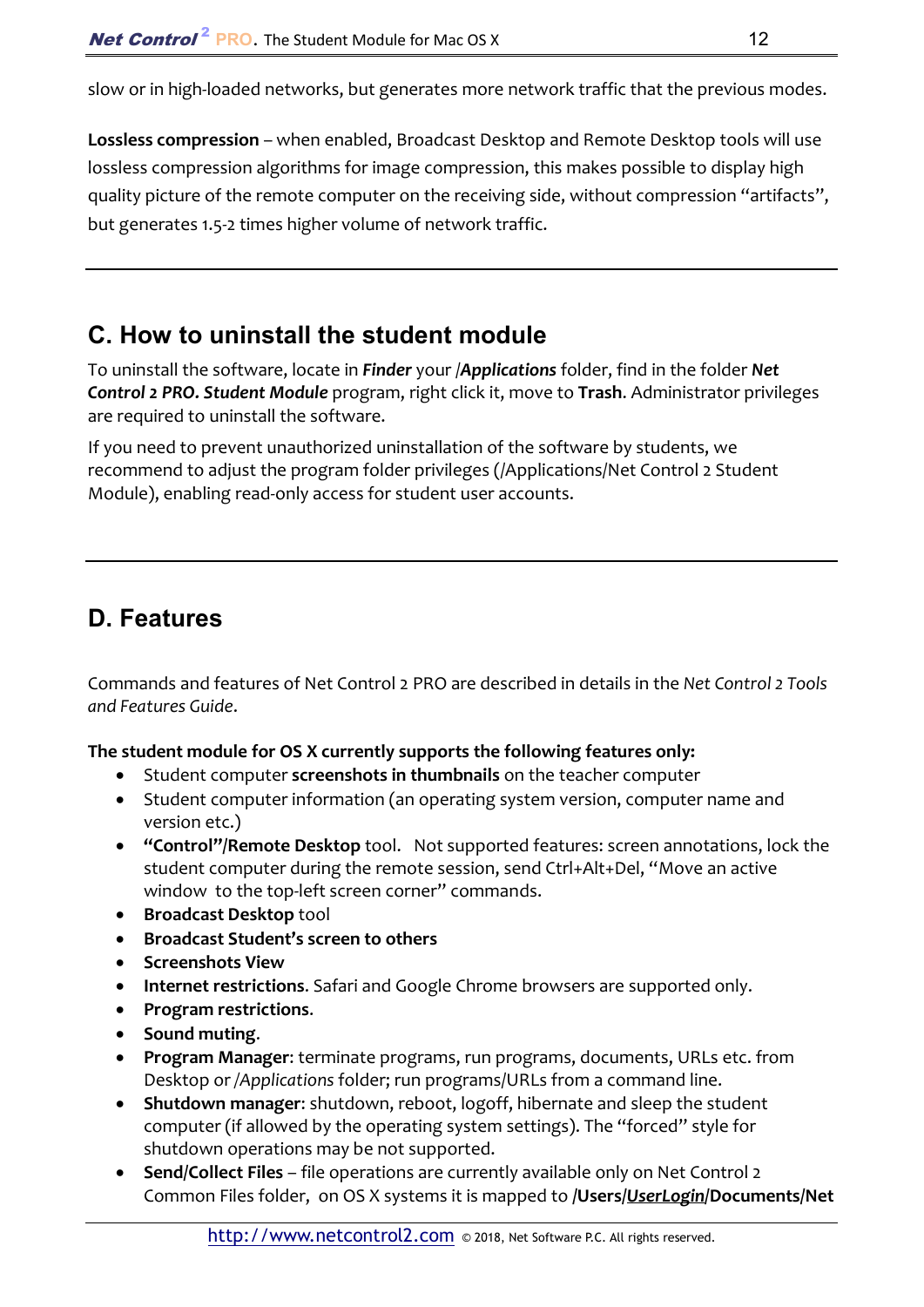slow or in high-loaded networks, but generates more network traffic that the previous modes.

**Lossless compression** – when enabled, Broadcast Desktop and Remote Desktop tools will use lossless compression algorithms for image compression, this makes possible to display high quality picture of the remote computer on the receiving side, without compression "artifacts", but generates 1.5-2 times higher volume of network traffic.

---

## C. How to uninstall the student module

To uninstall the software, locate in ***Finder*** your /***Applications*** folder, find in the folder ***Net Control 2 PRO. Student Module*** program, right click it, move to **Trash**. Administrator privileges are required to uninstall the software.

If you need to prevent unauthorized uninstallation of the software by students, we recommend to adjust the program folder privileges (/Applications/Net Control 2 Student Module), enabling read-only access for student user accounts.

---

## D. Features

Commands and features of Net Control 2 PRO are described in details in the *Net Control 2 Tools and Features Guide*.

**The student module for OS X currently supports the following features only:**

- Student computer **screenshots in thumbnails** on the teacher computer
- Student computer information (an operating system version, computer name and version etc.)
- **"Control"/Remote Desktop** tool. Not supported features: screen annotations, lock the student computer during the remote session, send Ctrl+Alt+Del, "Move an active window to the top-left screen corner" commands.
- **Broadcast Desktop** tool
- **Broadcast Student's screen to others**
- **Screenshots View**
- **Internet restrictions**. Safari and Google Chrome browsers are supported only.
- **Program restrictions**.
- **Sound muting**.
- **Program Manager**: terminate programs, run programs, documents, URLs etc. from Desktop or /*Applications* folder; run programs/URLs from a command line.
- **Shutdown manager**: shutdown, reboot, logoff, hibernate and sleep the student computer (if allowed by the operating system settings). The "forced" style for shutdown operations may be not supported.
- **Send/Collect Files** – file operations are currently available only on Net Control 2 Common Files folder, on OS X systems it is mapped to **/Users/*UserLogin*/Documents/Net**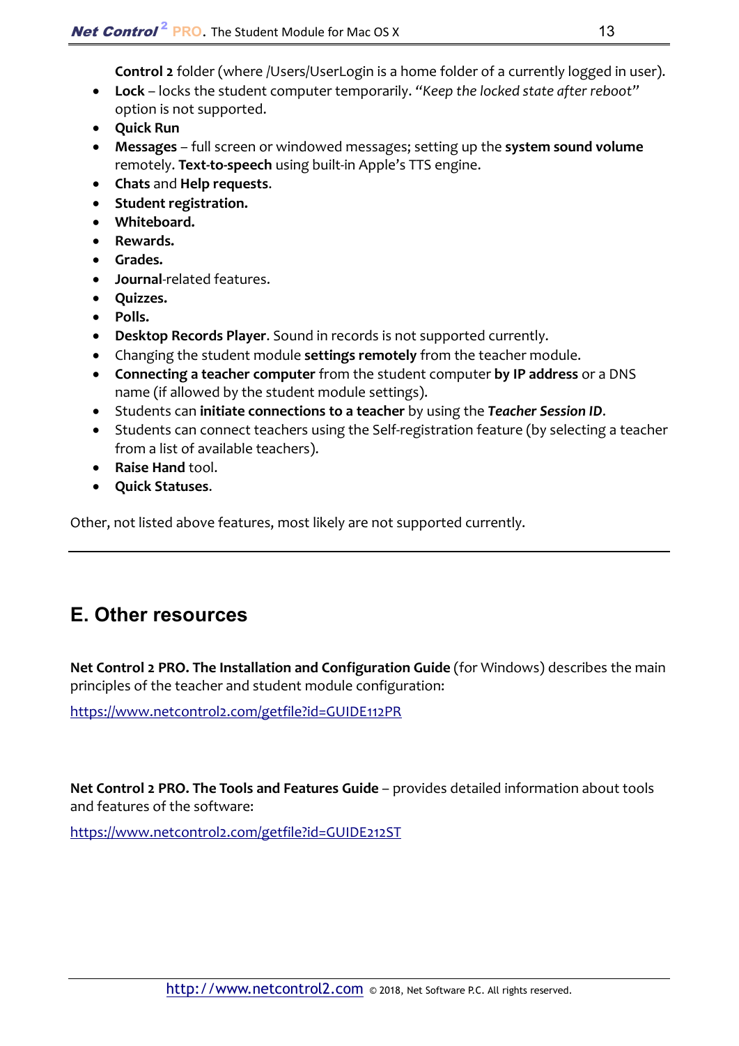**Control 2** folder (where /Users/UserLogin is a home folder of a currently logged in user).

- **Lock** – locks the student computer temporarily. "*Keep the locked state after reboot*" option is not supported.
- **Quick Run**
- **Messages** – full screen or windowed messages; setting up the **system sound volume** remotely. **Text-to-speech** using built-in Apple's TTS engine.
- **Chats** and **Help requests**.
- **Student registration.**
- **Whiteboard.**
- **Rewards.**
- **Grades.**
- **Journal**-related features.
- **Quizzes.**
- **Polls.**
- **Desktop Records Player**. Sound in records is not supported currently.
- Changing the student module **settings remotely** from the teacher module.
- **Connecting a teacher computer** from the student computer **by IP address** or a DNS name (if allowed by the student module settings).
- Students can **initiate connections to a teacher** by using the ***Teacher Session ID***.
- Students can connect teachers using the Self-registration feature (by selecting a teacher from a list of available teachers).
- **Raise Hand** tool.
- **Quick Statuses**.

Other, not listed above features, most likely are not supported currently.

---

# E. Other resources

**Net Control 2 PRO. The Installation and Configuration Guide** (for Windows) describes the main principles of the teacher and student module configuration:

https://www.netcontrol2.com/getfile?id=GUIDE112PR

**Net Control 2 PRO. The Tools and Features Guide** – provides detailed information about tools and features of the software:

https://www.netcontrol2.com/getfile?id=GUIDE212ST